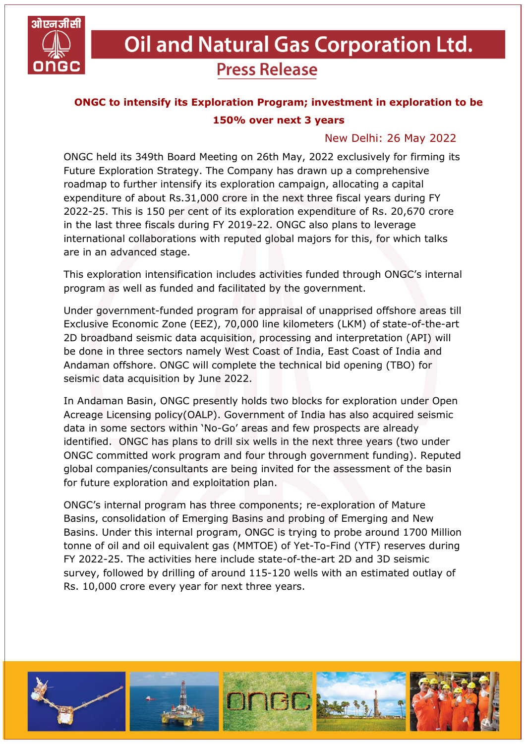# Oil and Natural Gas Corporation Ltd.

## Press Release

### ONGC to intensify its Exploration Program; investment in exploration to be 150% over next 3 years

New Delhi: 26 May 2022

ONGC held its 349th Board Meeting on 26th May, 2022 exclusively for firming its Future Exploration Strategy. The Company has drawn up a comprehensive roadmap to further intensify its exploration campaign, allocating a capital expenditure of about Rs.31,000 crore in the next three fiscal years during FY 2022-25. This is 150 per cent of its exploration expenditure of Rs. 20,670 crore in the last three fiscals during FY 2019-22. ONGC also plans to leverage international collaborations with reputed global majors for this, for which talks are in an advanced stage.

This exploration intensification includes activities funded through ONGC's internal program as well as funded and facilitated by the government.

Under government-funded program for appraisal of unapprised offshore areas till Exclusive Economic Zone (EEZ), 70,000 line kilometers (LKM) of state-of-the-art 2D broadband seismic data acquisition, processing and interpretation (API) will be done in three sectors namely West Coast of India, East Coast of India and Andaman offshore. ONGC will complete the technical bid opening (TBO) for seismic data acquisition by June 2022.

In Andaman Basin, ONGC presently holds two blocks for exploration under Open Acreage Licensing policy(OALP). Government of India has also acquired seismic data in some sectors within 'No-Go' areas and few prospects are already identified. ONGC has plans to drill six wells in the next three years (two under ONGC committed work program and four through government funding). Reputed global companies/consultants are being invited for the assessment of the basin for future exploration and exploitation plan.

ONGC's internal program has three components; re-exploration of Mature Basins, consolidation of Emerging Basins and probing of Emerging and New Basins. Under this internal program, ONGC is trying to probe around 1700 Million tonne of oil and oil equivalent gas (MMTOE) of Yet-To-Find (YTF) reserves during FY 2022-25. The activities here include state-of-the-art 2D and 3D seismic survey, followed by drilling of around 115-120 wells with an estimated outlay of Rs. 10,000 crore every year for next three years.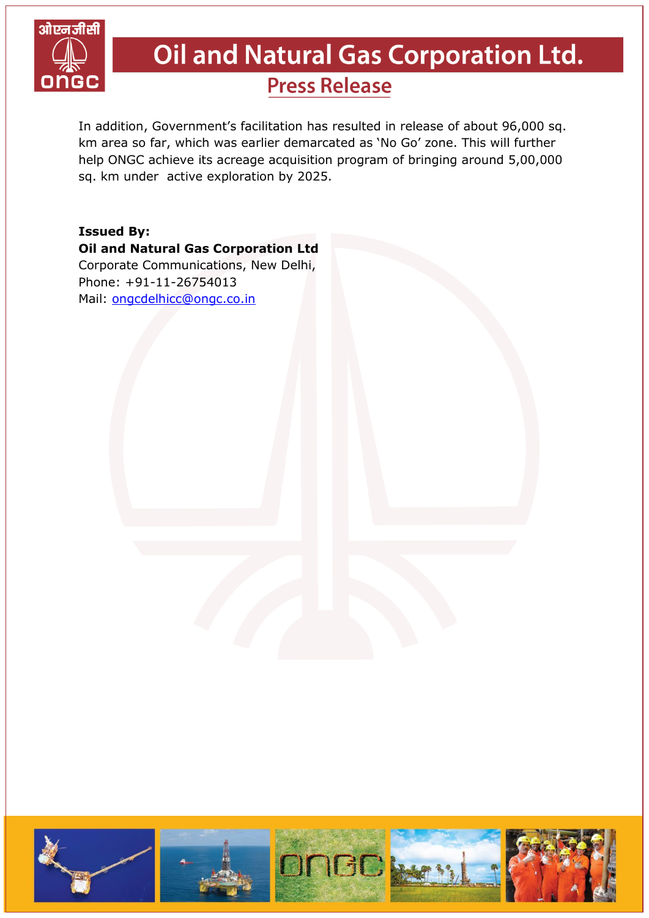In addition, Government's facilitation has resulted in release of about 96,000 sq. km area so far, which was earlier demarcated as 'No Go' zone. This will further help ONGC achieve its acreage acquisition program of bringing around 5,00,000 sq. km under active exploration by 2025.

**Issued By:**
**Oil and Natural Gas Corporation Ltd**
Corporate Communications, New Delhi,
Phone: +91-11-26754013
Mail: ongcdelhicc@ongc.co.in